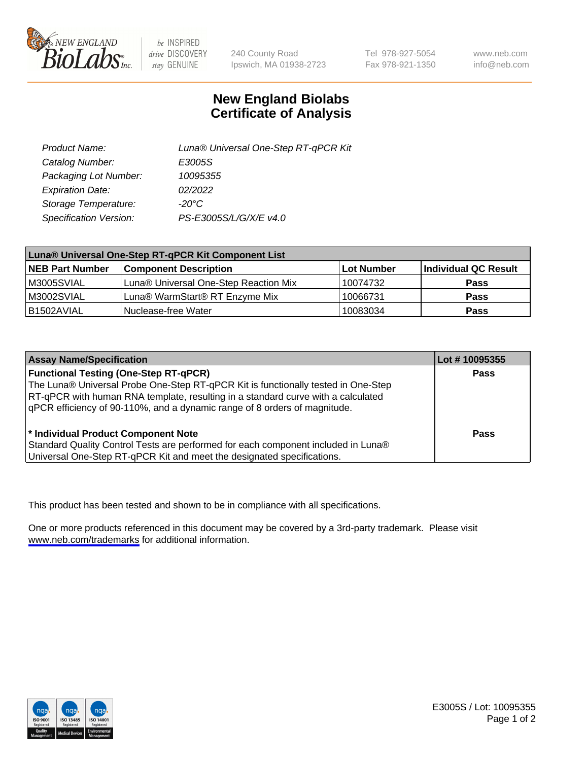# New England Biolabs Certificate of Analysis

| | |
|---|---|
| Product Name: | Luna® Universal One-Step RT-qPCR Kit |
| Catalog Number: | E3005S |
| Packaging Lot Number: | 10095355 |
| Expiration Date: | 02/2022 |
| Storage Temperature: | -20°C |
| Specification Version: | PS-E3005S/L/G/X/E v4.0 |

| Luna® Universal One-Step RT-qPCR Kit Component List | | | |
|---|---|---|---|
| **NEB Part Number** | **Component Description** | **Lot Number** | **Individual QC Result** |
| M3005SVIAL | Luna® Universal One-Step Reaction Mix | 10074732 | **Pass** |
| M3002SVIAL | Luna® WarmStart® RT Enzyme Mix | 10066731 | **Pass** |
| B1502AVIAL | Nuclease-free Water | 10083034 | **Pass** |

| Assay Name/Specification | Lot # 10095355 |
|---|---|
| **Functional Testing (One-Step RT-qPCR)**<br>The Luna® Universal Probe One-Step RT-qPCR Kit is functionally tested in One-Step RT-qPCR with human RNA template, resulting in a standard curve with a calculated qPCR efficiency of 90-110%, and a dynamic range of 8 orders of magnitude. | **Pass** |
| **\* Individual Product Component Note**<br>Standard Quality Control Tests are performed for each component included in Luna® Universal One-Step RT-qPCR Kit and meet the designated specifications. | **Pass** |

This product has been tested and shown to be in compliance with all specifications.

One or more products referenced in this document may be covered by a 3rd-party trademark. Please visit www.neb.com/trademarks for additional information.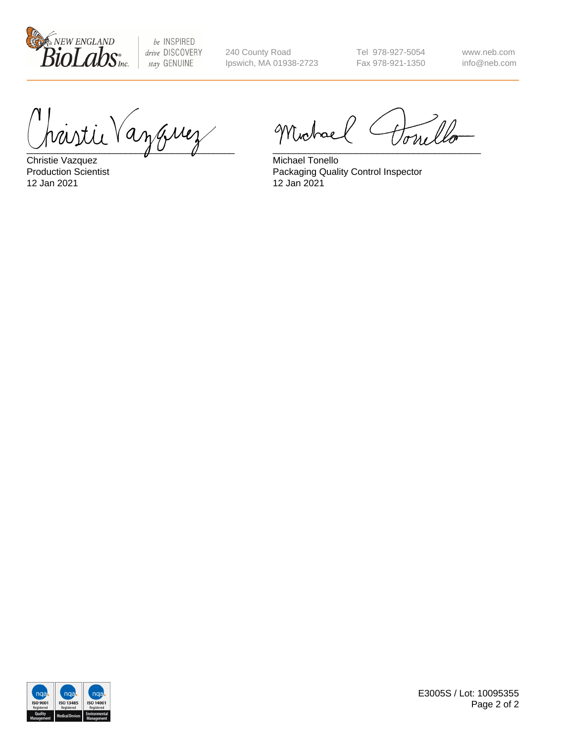Christie Vazquez
Production Scientist
12 Jan 2021

Michael Tonello
Packaging Quality Control Inspector
12 Jan 2021

E3005S / Lot: 10095355